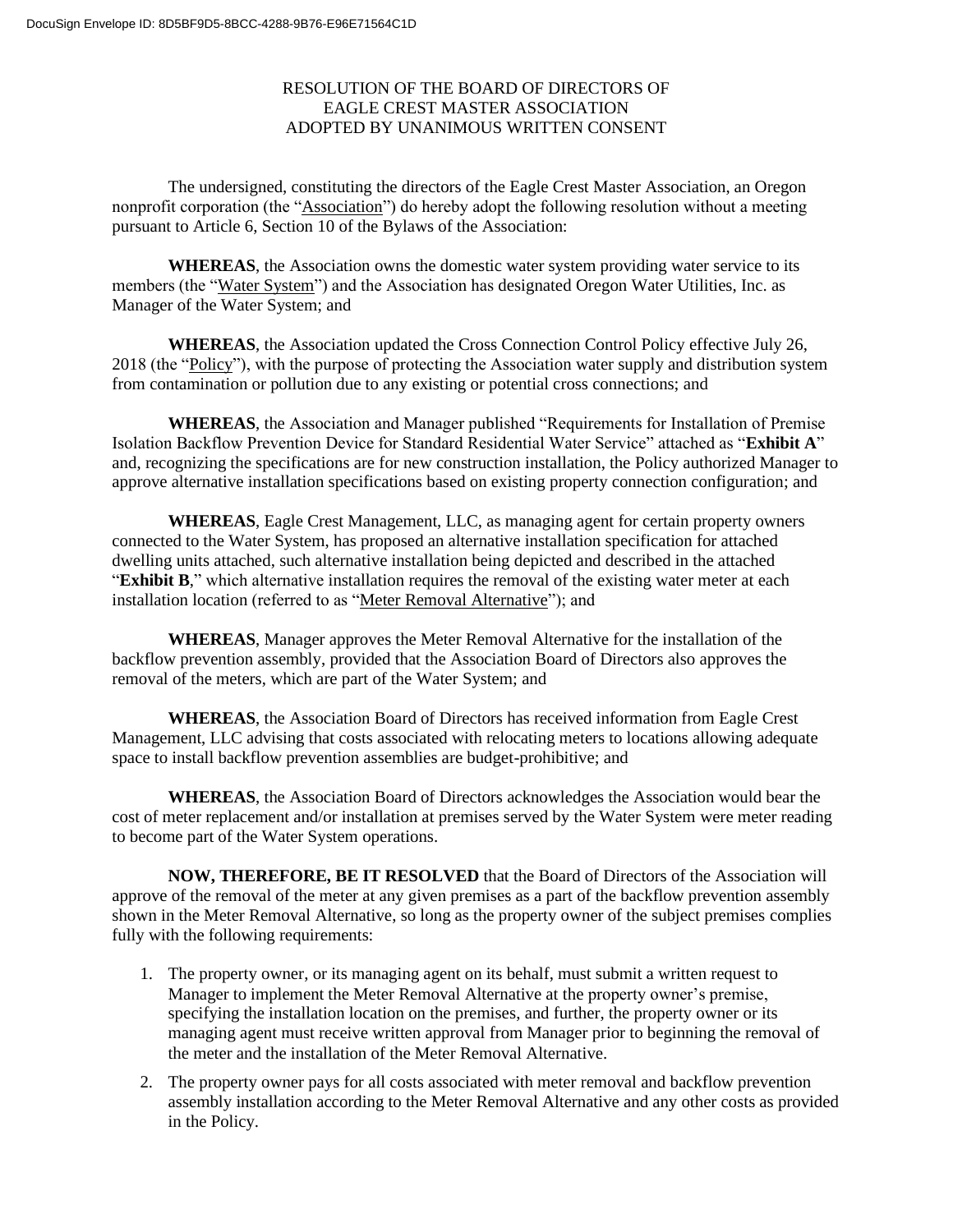RESOLUTION OF THE BOARD OF DIRECTORS OF
EAGLE CREST MASTER ASSOCIATION
ADOPTED BY UNANIMOUS WRITTEN CONSENT

The undersigned, constituting the directors of the Eagle Crest Master Association, an Oregon nonprofit corporation (the "Association") do hereby adopt the following resolution without a meeting pursuant to Article 6, Section 10 of the Bylaws of the Association:

**WHEREAS**, the Association owns the domestic water system providing water service to its members (the "Water System") and the Association has designated Oregon Water Utilities, Inc. as Manager of the Water System; and

**WHEREAS**, the Association updated the Cross Connection Control Policy effective July 26, 2018 (the "Policy"), with the purpose of protecting the Association water supply and distribution system from contamination or pollution due to any existing or potential cross connections; and

**WHEREAS**, the Association and Manager published "Requirements for Installation of Premise Isolation Backflow Prevention Device for Standard Residential Water Service" attached as "**Exhibit A**" and, recognizing the specifications are for new construction installation, the Policy authorized Manager to approve alternative installation specifications based on existing property connection configuration; and

**WHEREAS**, Eagle Crest Management, LLC, as managing agent for certain property owners connected to the Water System, has proposed an alternative installation specification for attached dwelling units attached, such alternative installation being depicted and described in the attached "**Exhibit B**," which alternative installation requires the removal of the existing water meter at each installation location (referred to as "Meter Removal Alternative"); and

**WHEREAS**, Manager approves the Meter Removal Alternative for the installation of the backflow prevention assembly, provided that the Association Board of Directors also approves the removal of the meters, which are part of the Water System; and

**WHEREAS**, the Association Board of Directors has received information from Eagle Crest Management, LLC advising that costs associated with relocating meters to locations allowing adequate space to install backflow prevention assemblies are budget-prohibitive; and

**WHEREAS**, the Association Board of Directors acknowledges the Association would bear the cost of meter replacement and/or installation at premises served by the Water System were meter reading to become part of the Water System operations.

**NOW, THEREFORE, BE IT RESOLVED** that the Board of Directors of the Association will approve of the removal of the meter at any given premises as a part of the backflow prevention assembly shown in the Meter Removal Alternative, so long as the property owner of the subject premises complies fully with the following requirements:

1. The property owner, or its managing agent on its behalf, must submit a written request to Manager to implement the Meter Removal Alternative at the property owner's premise, specifying the installation location on the premises, and further, the property owner or its managing agent must receive written approval from Manager prior to beginning the removal of the meter and the installation of the Meter Removal Alternative.
2. The property owner pays for all costs associated with meter removal and backflow prevention assembly installation according to the Meter Removal Alternative and any other costs as provided in the Policy.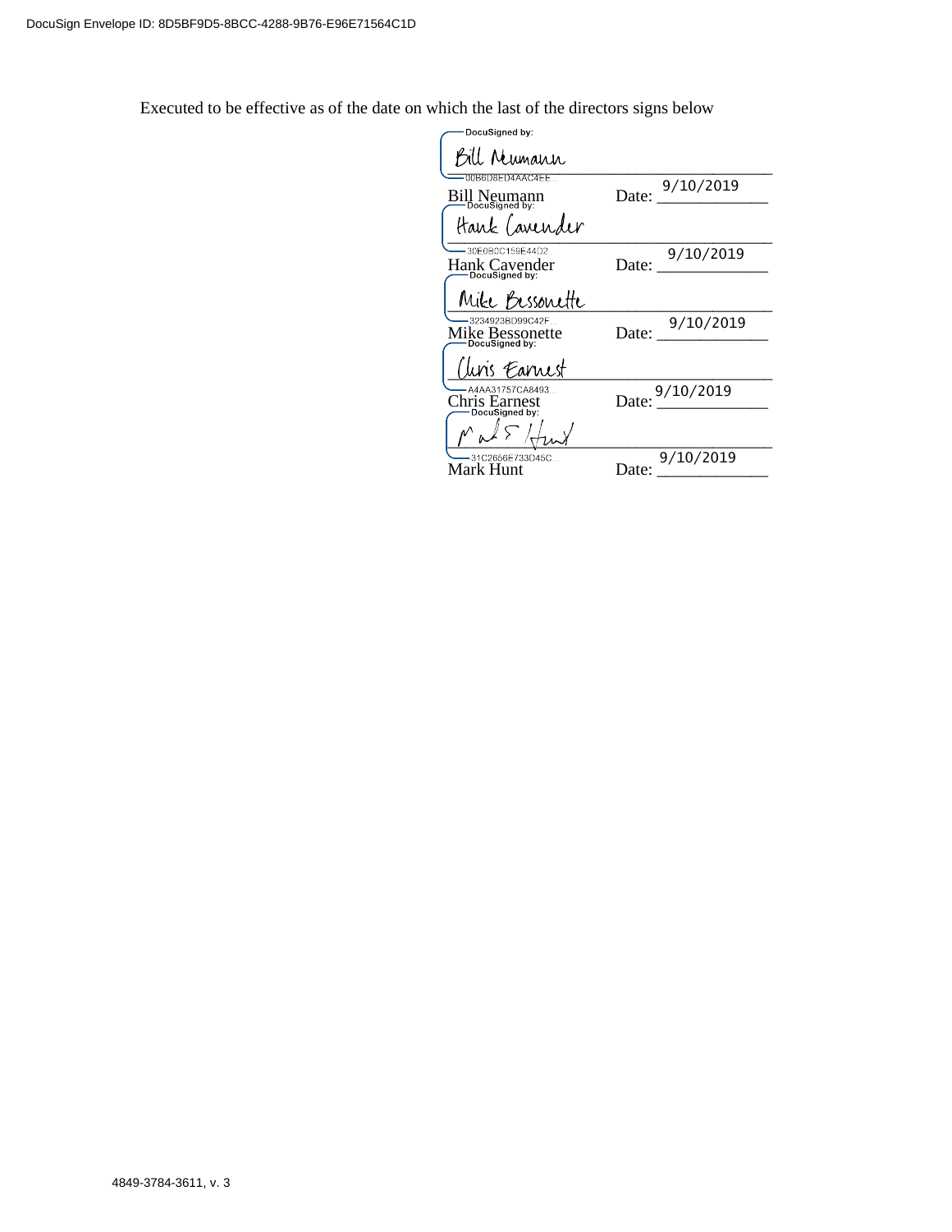Executed to be effective as of the date on which the last of the directors signs below

DocuSigned by:
Bill Neumann
00B6D8ED4AAC4EE...
Bill Neumann    Date: 9/10/2019

DocuSigned by:
Hank Cavender
30E0B0C159E44D2...
Hank Cavender    Date: 9/10/2019

DocuSigned by:
Mike Bessonette
3234923BD99C42F...
Mike Bessonette    Date: 9/10/2019

DocuSigned by:
Chris Earnest
A4AA31757CA8493...
Chris Earnest    Date: 9/10/2019

DocuSigned by:
Mark E Hunt
31C2656E733D45C...
Mark Hunt    Date: 9/10/2019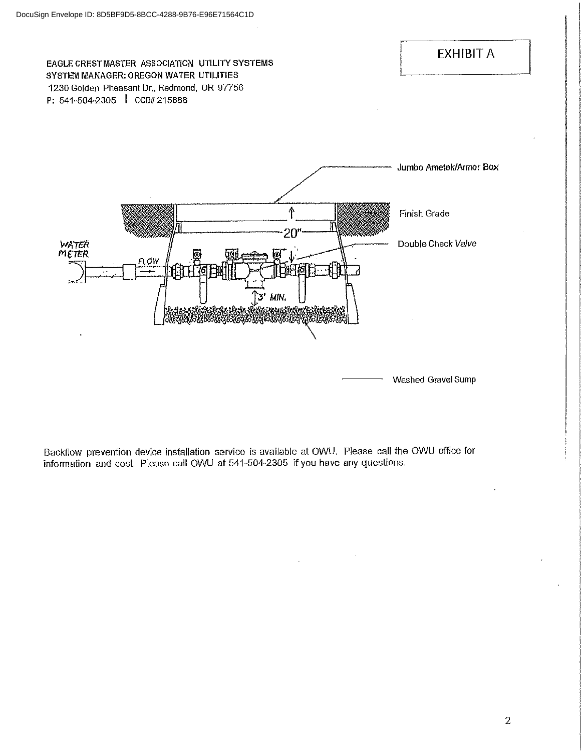EXHIBIT A

**EAGLE CREST MASTER ASSOCIATION UTILITY SYSTEMS**
**SYSTEM MANAGER: OREGON WATER UTILITIES**
1230 Golden Pheasant Dr., Redmond, OR 97756
P: 541-504-2305 | CCB# 215888

Jumbo Ametek/Armor Box

Finish Grade

20"

Double Check *Valve*

WATER METER

FLOW

3' MIN.

Washed Gravel Sump

Backflow prevention device installation service is available at OWU. Please call the OWU office for information and cost. Please call OWU at 541-504-2305 if you have any questions.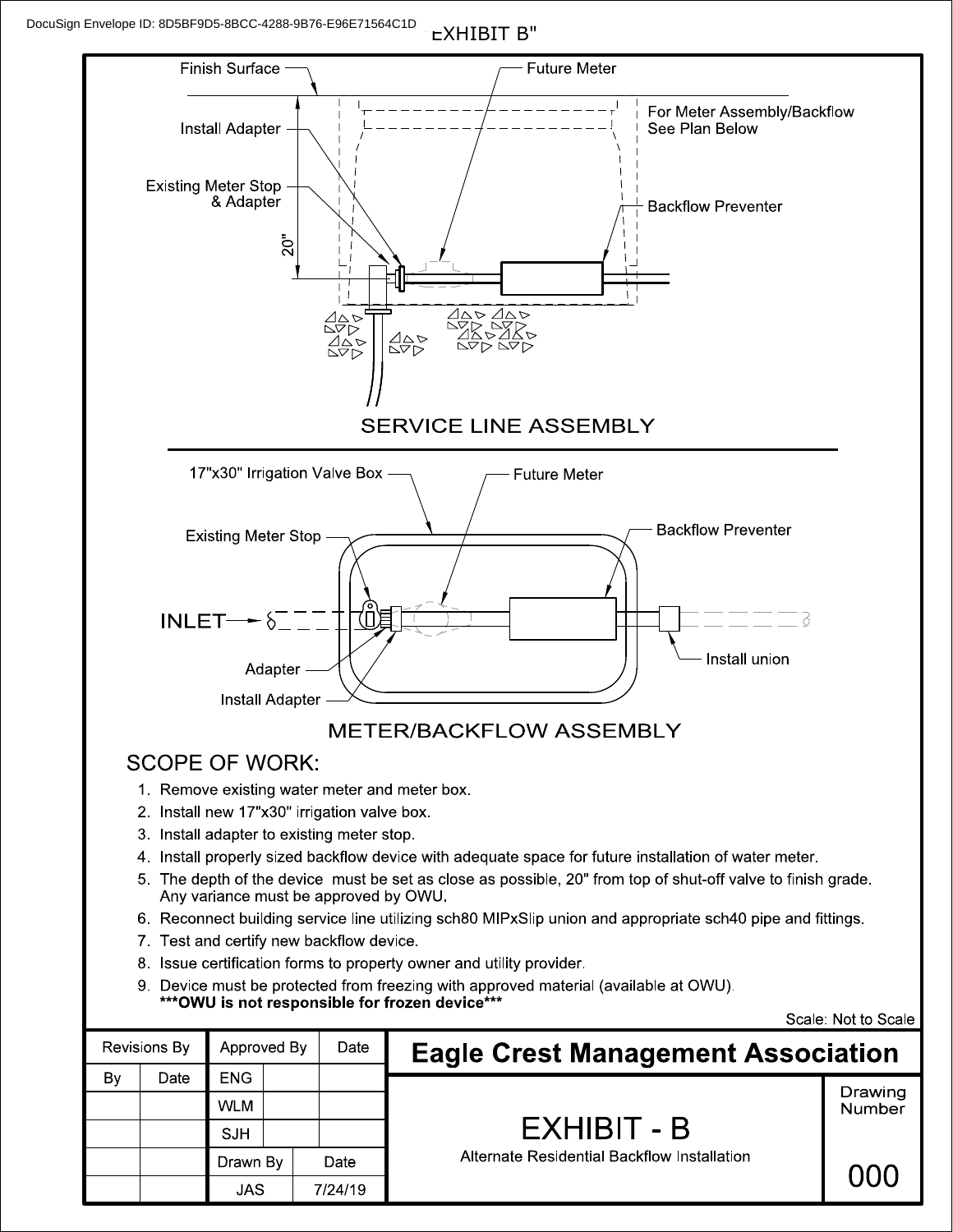DocuSign Envelope ID: 8D5BF9D5-8BCC-4288-9B76-E96E71564C1D

EXHIBIT B"

Finish Surface

Future Meter

Install Adapter

For Meter Assembly/Backflow See Plan Below

Existing Meter Stop & Adapter

Backflow Preventer

20"

SERVICE LINE ASSEMBLY

17"x30" Irrigation Valve Box

Future Meter

Existing Meter Stop

Backflow Preventer

INLET

Adapter

Install Adapter

Install union

METER/BACKFLOW ASSEMBLY

## SCOPE OF WORK:

1. Remove existing water meter and meter box.
2. Install new 17"x30" irrigation valve box.
3. Install adapter to existing meter stop.
4. Install properly sized backflow device with adequate space for future installation of water meter.
5. The depth of the device must be set as close as possible, 20" from top of shut-off valve to finish grade. Any variance must be approved by OWU.
6. Reconnect building service line utilizing sch80 MIPxSlip union and appropriate sch40 pipe and fittings.
7. Test and certify new backflow device.
8. Issue certification forms to property owner and utility provider.
9. Device must be protected from freezing with approved material (available at OWU).
   **\*\*\*OWU is not responsible for frozen device\*\*\***

Scale: Not to Scale

| Revisions By | | Approved By | | Date |
|---|---|---|---|---|
| By | Date | ENG | | |
| | | WLM | | |
| | | SJH | | |
| | | Drawn By | | Date |
| | | JAS | | 7/24/19 |

**Eagle Crest Management Association**

EXHIBIT - B

Alternate Residential Backflow Installation

Drawing Number

000